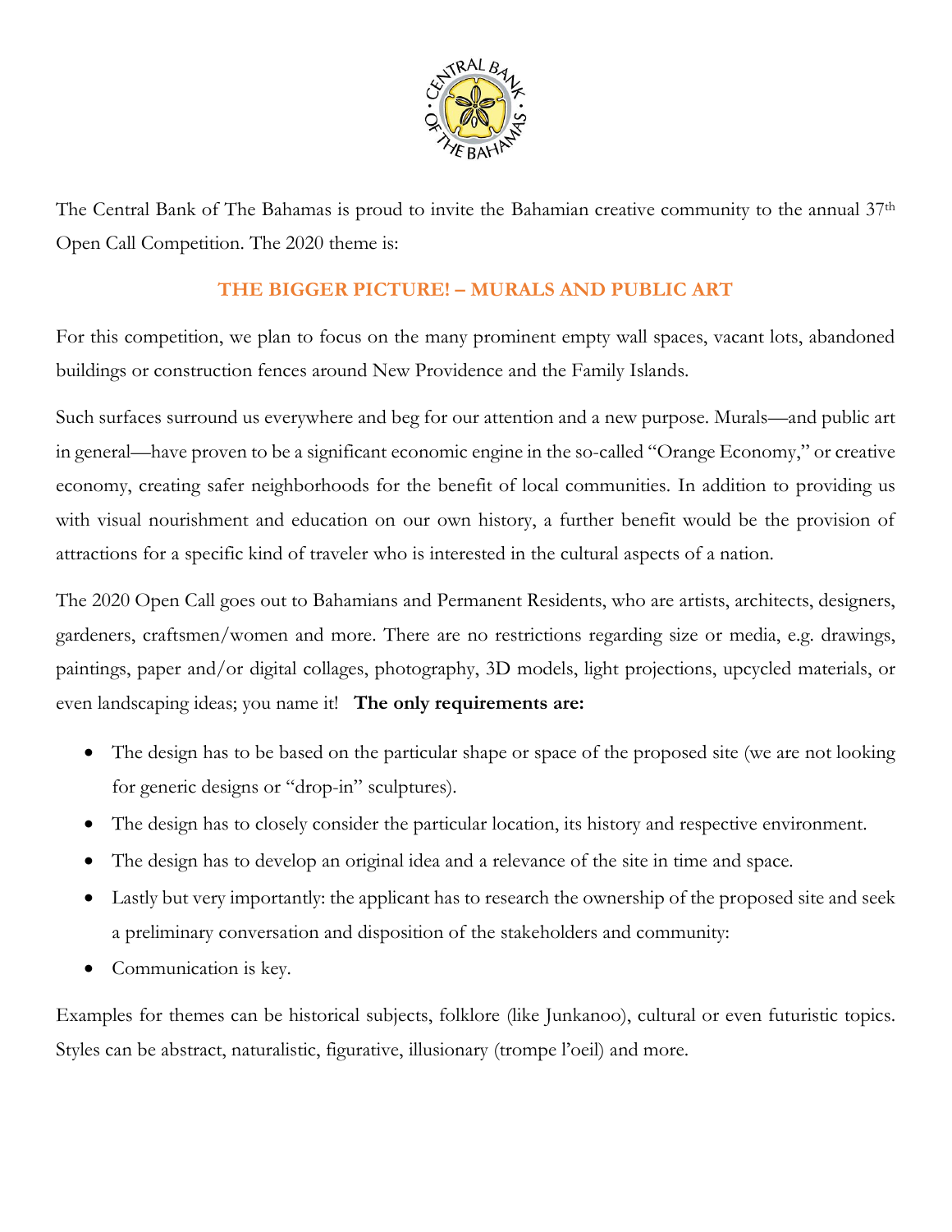The Central Bank of The Bahamas is proud to invite the Bahamian creative community to the annual 37th Open Call Competition. The 2020 theme is:

## THE BIGGER PICTURE! – MURALS AND PUBLIC ART

For this competition, we plan to focus on the many prominent empty wall spaces, vacant lots, abandoned buildings or construction fences around New Providence and the Family Islands.

Such surfaces surround us everywhere and beg for our attention and a new purpose. Murals—and public art in general—have proven to be a significant economic engine in the so-called "Orange Economy," or creative economy, creating safer neighborhoods for the benefit of local communities. In addition to providing us with visual nourishment and education on our own history, a further benefit would be the provision of attractions for a specific kind of traveler who is interested in the cultural aspects of a nation.

The 2020 Open Call goes out to Bahamians and Permanent Residents, who are artists, architects, designers, gardeners, craftsmen/women and more. There are no restrictions regarding size or media, e.g. drawings, paintings, paper and/or digital collages, photography, 3D models, light projections, upcycled materials, or even landscaping ideas; you name it! **The only requirements are:**

- The design has to be based on the particular shape or space of the proposed site (we are not looking for generic designs or "drop-in" sculptures).
- The design has to closely consider the particular location, its history and respective environment.
- The design has to develop an original idea and a relevance of the site in time and space.
- Lastly but very importantly: the applicant has to research the ownership of the proposed site and seek a preliminary conversation and disposition of the stakeholders and community:
- Communication is key.

Examples for themes can be historical subjects, folklore (like Junkanoo), cultural or even futuristic topics. Styles can be abstract, naturalistic, figurative, illusionary (trompe l'oeil) and more.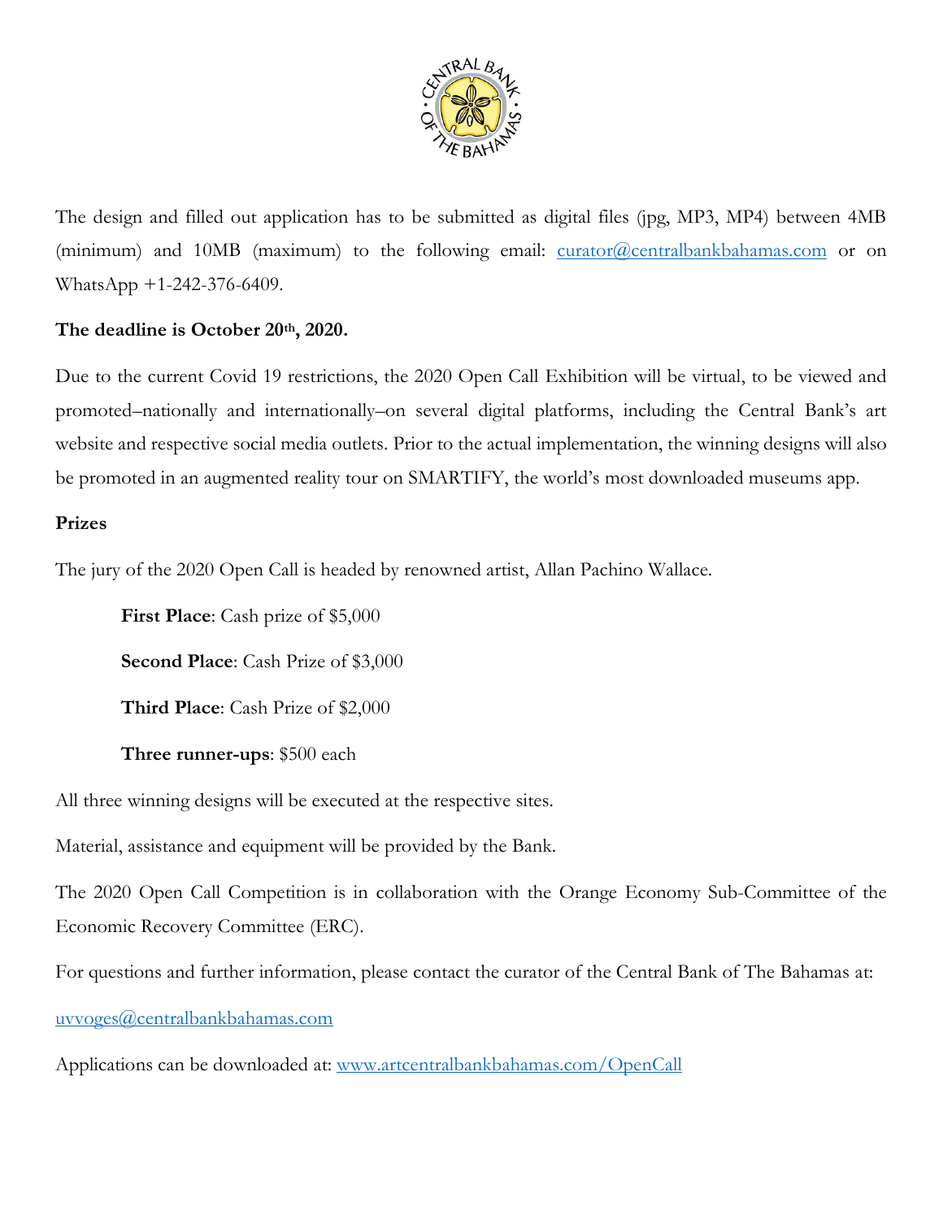The design and filled out application has to be submitted as digital files (jpg, MP3, MP4) between 4MB (minimum) and 10MB (maximum) to the following email: curator@centralbankbahamas.com or on WhatsApp +1-242-376-6409.

**The deadline is October 20th, 2020.**

Due to the current Covid 19 restrictions, the 2020 Open Call Exhibition will be virtual, to be viewed and promoted–nationally and internationally–on several digital platforms, including the Central Bank's art website and respective social media outlets. Prior to the actual implementation, the winning designs will also be promoted in an augmented reality tour on SMARTIFY, the world's most downloaded museums app.

**Prizes**

The jury of the 2020 Open Call is headed by renowned artist, Allan Pachino Wallace.

**First Place**: Cash prize of $5,000

**Second Place**: Cash Prize of $3,000

**Third Place**: Cash Prize of $2,000

**Three runner-ups**: $500 each

All three winning designs will be executed at the respective sites.

Material, assistance and equipment will be provided by the Bank.

The 2020 Open Call Competition is in collaboration with the Orange Economy Sub-Committee of the Economic Recovery Committee (ERC).

For questions and further information, please contact the curator of the Central Bank of The Bahamas at:

uvvoges@centralbankbahamas.com

Applications can be downloaded at: www.artcentralbankbahamas.com/OpenCall